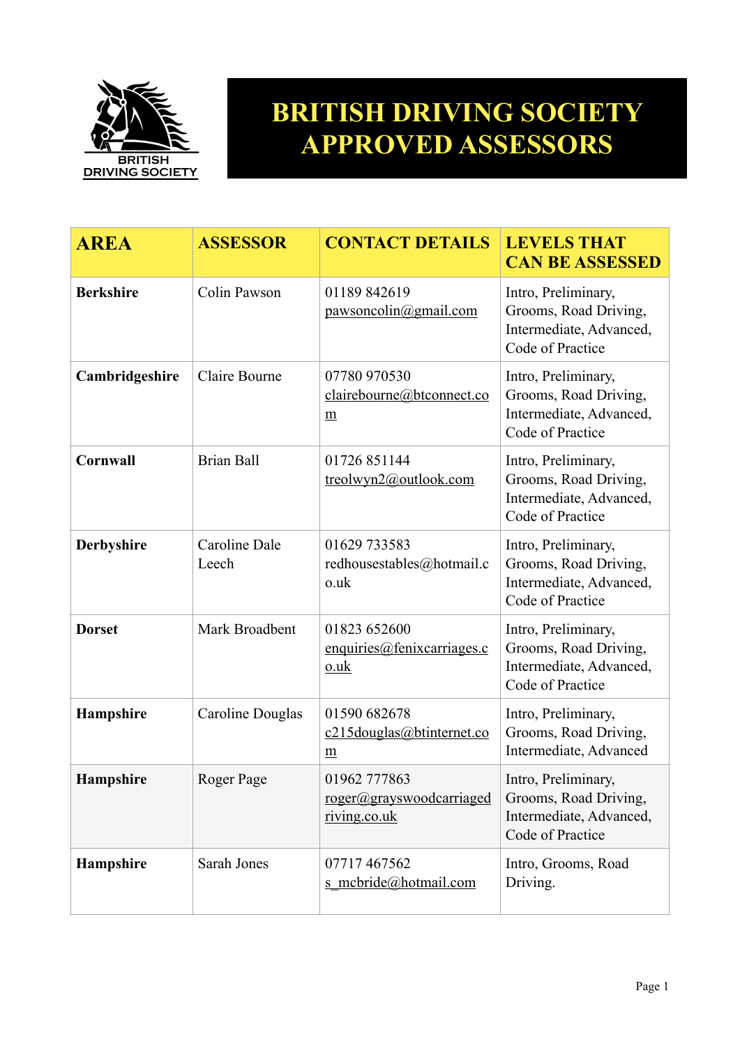# BRITISH DRIVING SOCIETY APPROVED ASSESSORS

| AREA | ASSESSOR | CONTACT DETAILS | LEVELS THAT CAN BE ASSESSED |
|---|---|---|---|
| **Berkshire** | Colin Pawson | 01189 842619<br>pawsoncolin@gmail.com | Intro, Preliminary, Grooms, Road Driving, Intermediate, Advanced, Code of Practice |
| **Cambridgeshire** | Claire Bourne | 07780 970530<br>clairebourne@btconnect.com | Intro, Preliminary, Grooms, Road Driving, Intermediate, Advanced, Code of Practice |
| **Cornwall** | Brian Ball | 01726 851144<br>treolwyn2@outlook.com | Intro, Preliminary, Grooms, Road Driving, Intermediate, Advanced, Code of Practice |
| **Derbyshire** | Caroline Dale Leech | 01629 733583<br>redhousestables@hotmail.co.uk | Intro, Preliminary, Grooms, Road Driving, Intermediate, Advanced, Code of Practice |
| **Dorset** | Mark Broadbent | 01823 652600<br>enquiries@fenixcarriages.co.uk | Intro, Preliminary, Grooms, Road Driving, Intermediate, Advanced, Code of Practice |
| **Hampshire** | Caroline Douglas | 01590 682678<br>c215douglas@btinternet.com | Intro, Preliminary, Grooms, Road Driving, Intermediate, Advanced |
| **Hampshire** | Roger Page | 01962 777863<br>roger@grayswoodcarriagedriving.co.uk | Intro, Preliminary, Grooms, Road Driving, Intermediate, Advanced, Code of Practice |
| **Hampshire** | Sarah Jones | 07717 467562<br>s_mcbride@hotmail.com | Intro, Grooms, Road Driving. |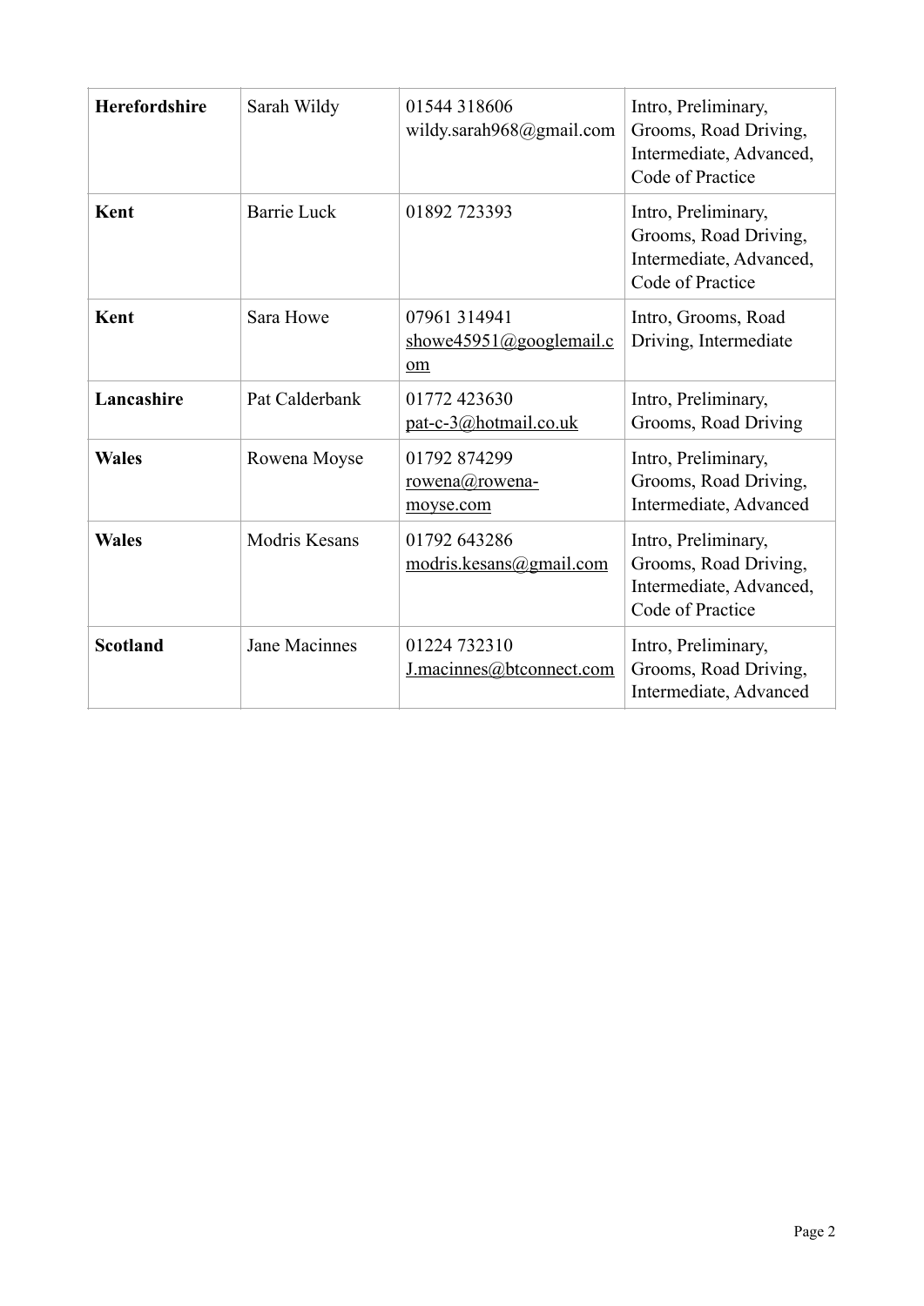| | | | |
|---|---|---|---|
| **Herefordshire** | Sarah Wildy | 01544 318606 wildy.sarah968@gmail.com | Intro, Preliminary, Grooms, Road Driving, Intermediate, Advanced, Code of Practice |
| **Kent** | Barrie Luck | 01892 723393 | Intro, Preliminary, Grooms, Road Driving, Intermediate, Advanced, Code of Practice |
| **Kent** | Sara Howe | 07961 314941 showe45951@googlemail.com | Intro, Grooms, Road Driving, Intermediate |
| **Lancashire** | Pat Calderbank | 01772 423630 pat-c-3@hotmail.co.uk | Intro, Preliminary, Grooms, Road Driving |
| **Wales** | Rowena Moyse | 01792 874299 rowena@rowena-moyse.com | Intro, Preliminary, Grooms, Road Driving, Intermediate, Advanced |
| **Wales** | Modris Kesans | 01792 643286 modris.kesans@gmail.com | Intro, Preliminary, Grooms, Road Driving, Intermediate, Advanced, Code of Practice |
| **Scotland** | Jane Macinnes | 01224 732310 J.macinnes@btconnect.com | Intro, Preliminary, Grooms, Road Driving, Intermediate, Advanced |